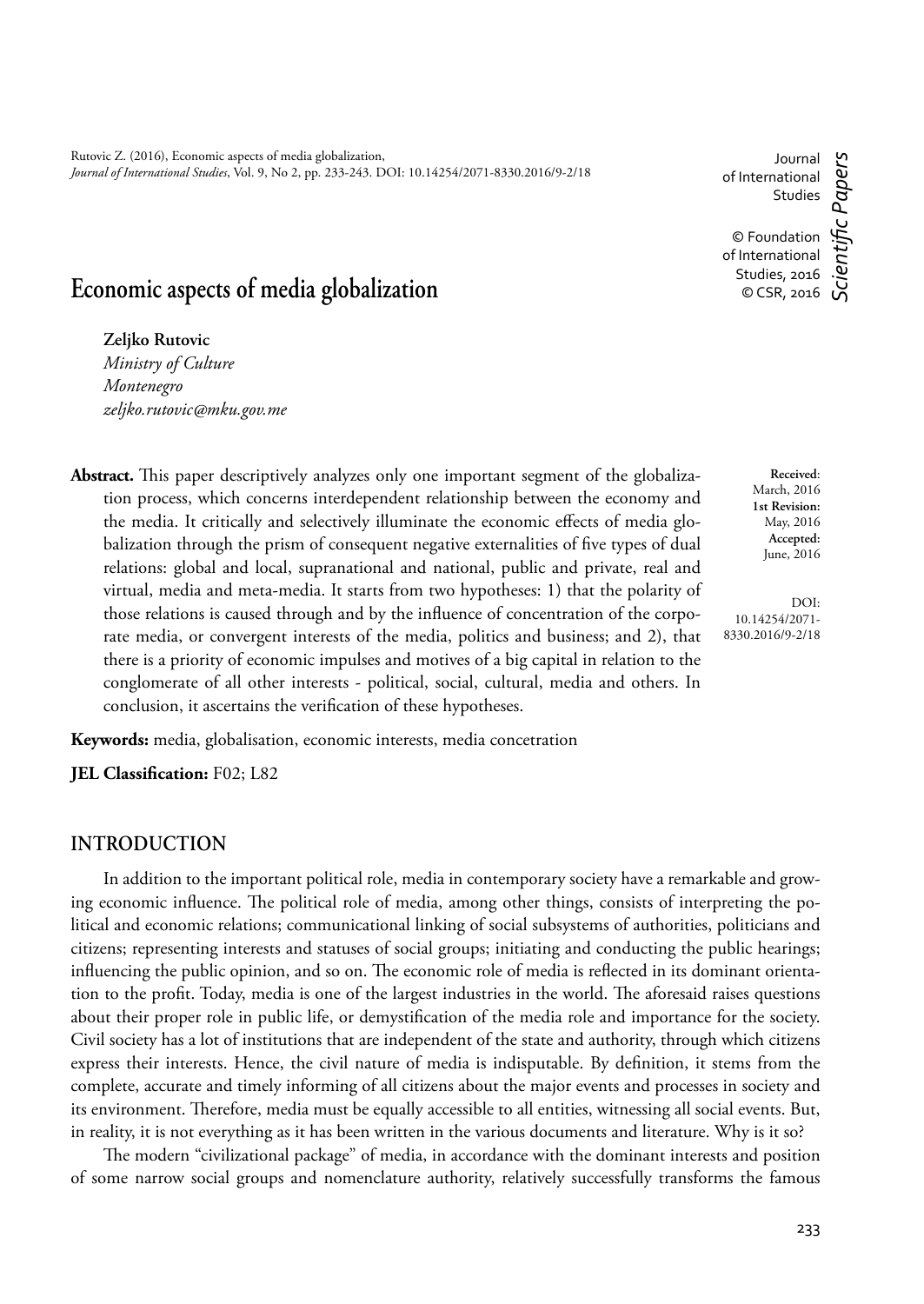Rutovic Z. (2016), Economic aspects of media globalization, *Journal of International Studies*, Vol. 9, No 2, pp. 233-243. DOI: 10.14254/2071-8330.2016/9-2/18

Journal of International Studies

© Foundation of International Studies, 2016
© CSR, 2016

*Scientifc Papers*

# Economic aspects of media globalization

**Zeljko Rutovic**
*Ministry of Culture*
*Montenegro*
*zeljko.rutovic@mku.gov.me*

**Received**: March, 2016
**1st Revision:** May, 2016
**Accepted:** June, 2016

DOI: 10.14254/2071-8330.2016/9-2/18

**Abstract.** This paper descriptively analyzes only one important segment of the globalization process, which concerns interdependent relationship between the economy and the media. It critically and selectively illuminate the economic effects of media globalization through the prism of consequent negative externalities of five types of dual relations: global and local, supranational and national, public and private, real and virtual, media and meta-media. It starts from two hypotheses: 1) that the polarity of those relations is caused through and by the influence of concentration of the corporate media, or convergent interests of the media, politics and business; and 2), that there is a priority of economic impulses and motives of a big capital in relation to the conglomerate of all other interests - political, social, cultural, media and others. In conclusion, it ascertains the verification of these hypotheses.

**Keywords:** media, globalisation, economic interests, media concetration

**JEL Classification:** F02; L82

## INTRODUCTION

In addition to the important political role, media in contemporary society have a remarkable and growing economic influence. The political role of media, among other things, consists of interpreting the political and economic relations; communicational linking of social subsystems of authorities, politicians and citizens; representing interests and statuses of social groups; initiating and conducting the public hearings; influencing the public opinion, and so on. The economic role of media is reflected in its dominant orientation to the profit. Today, media is one of the largest industries in the world. The aforesaid raises questions about their proper role in public life, or demystification of the media role and importance for the society. Civil society has a lot of institutions that are independent of the state and authority, through which citizens express their interests. Hence, the civil nature of media is indisputable. By definition, it stems from the complete, accurate and timely informing of all citizens about the major events and processes in society and its environment. Therefore, media must be equally accessible to all entities, witnessing all social events. But, in reality, it is not everything as it has been written in the various documents and literature. Why is it so?

The modern "civilizational package" of media, in accordance with the dominant interests and position of some narrow social groups and nomenclature authority, relatively successfully transforms the famous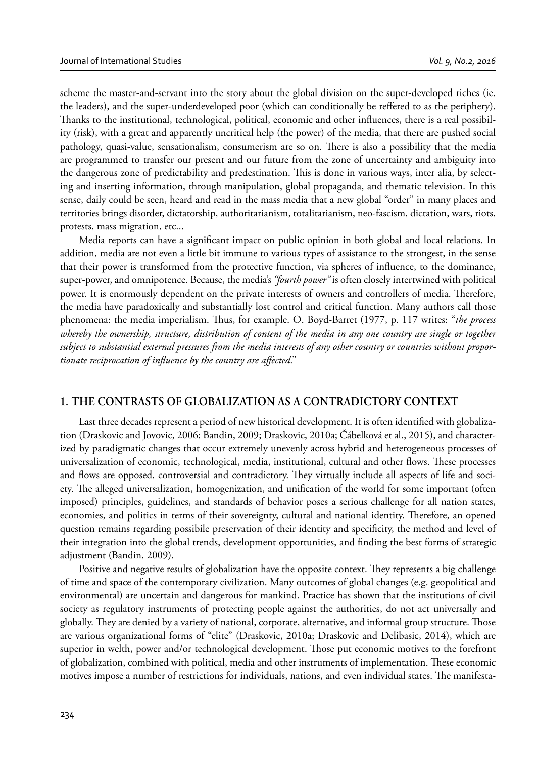scheme the master-and-servant into the story about the global division on the super-developed riches (ie. the leaders), and the super-underdeveloped poor (which can conditionally be reffered to as the periphery). Thanks to the institutional, technological, political, economic and other influences, there is a real possibility (risk), with a great and apparently uncritical help (the power) of the media, that there are pushed social pathology, quasi-value, sensationalism, consumerism are so on. There is also a possibility that the media are programmed to transfer our present and our future from the zone of uncertainty and ambiguity into the dangerous zone of predictability and predestination. This is done in various ways, inter alia, by selecting and inserting information, through manipulation, global propaganda, and thematic television. In this sense, daily could be seen, heard and read in the mass media that a new global "order" in many places and territories brings disorder, dictatorship, authoritarianism, totalitarianism, neo-fascism, dictation, wars, riots, protests, mass migration, etc...

Media reports can have a significant impact on public opinion in both global and local relations. In addition, media are not even a little bit immune to various types of assistance to the strongest, in the sense that their power is transformed from the protective function, via spheres of influence, to the dominance, super-power, and omnipotence. Because, the media's *"fourth power"* is often closely intertwined with political power. It is enormously dependent on the private interests of owners and controllers of media. Therefore, the media have paradoxically and substantially lost control and critical function. Many authors call those phenomena: the media imperialism. Thus, for example. O. Boyd-Barret (1977, p. 117 writes: "*the process whereby the ownership, structure, distribution of content of the media in any one country are single or together subject to substantial external pressures from the media interests of any other country or countries without proportionate reciprocation of influence by the country are affected*."

## 1. THE CONTRASTS OF GLOBALIZATION AS A CONTRADICTORY CONTEXT

Last three decades represent a period of new historical development. It is often identified with globalization (Draskovic and Jovovic, 2006; Bandin, 2009; Draskovic, 2010a; Čábelková et al., 2015), and characterized by paradigmatic changes that occur extremely unevenly across hybrid and heterogeneous processes of universalization of economic, technological, media, institutional, cultural and other flows. These processes and flows are opposed, controversial and contradictory. They virtually include all aspects of life and society. The alleged universalization, homogenization, and unification of the world for some important (often imposed) principles, guidelines, and standards of behavior poses a serious challenge for all nation states, economies, and politics in terms of their sovereignty, cultural and national identity. Therefore, an opened question remains regarding possibile preservation of their identity and specificity, the method and level of their integration into the global trends, development opportunities, and finding the best forms of strategic adjustment (Bandin, 2009).

Positive and negative results of globalization have the opposite context. They represents a big challenge of time and space of the contemporary civilization. Many outcomes of global changes (e.g. geopolitical and environmental) are uncertain and dangerous for mankind. Practice has shown that the institutions of civil society as regulatory instruments of protecting people against the authorities, do not act universally and globally. They are denied by a variety of national, corporate, alternative, and informal group structure. Those are various organizational forms of "elite" (Draskovic, 2010a; Draskovic and Delibasic, 2014), which are superior in welth, power and/or technological development. Those put economic motives to the forefront of globalization, combined with political, media and other instruments of implementation. These economic motives impose a number of restrictions for individuals, nations, and even individual states. The manifesta-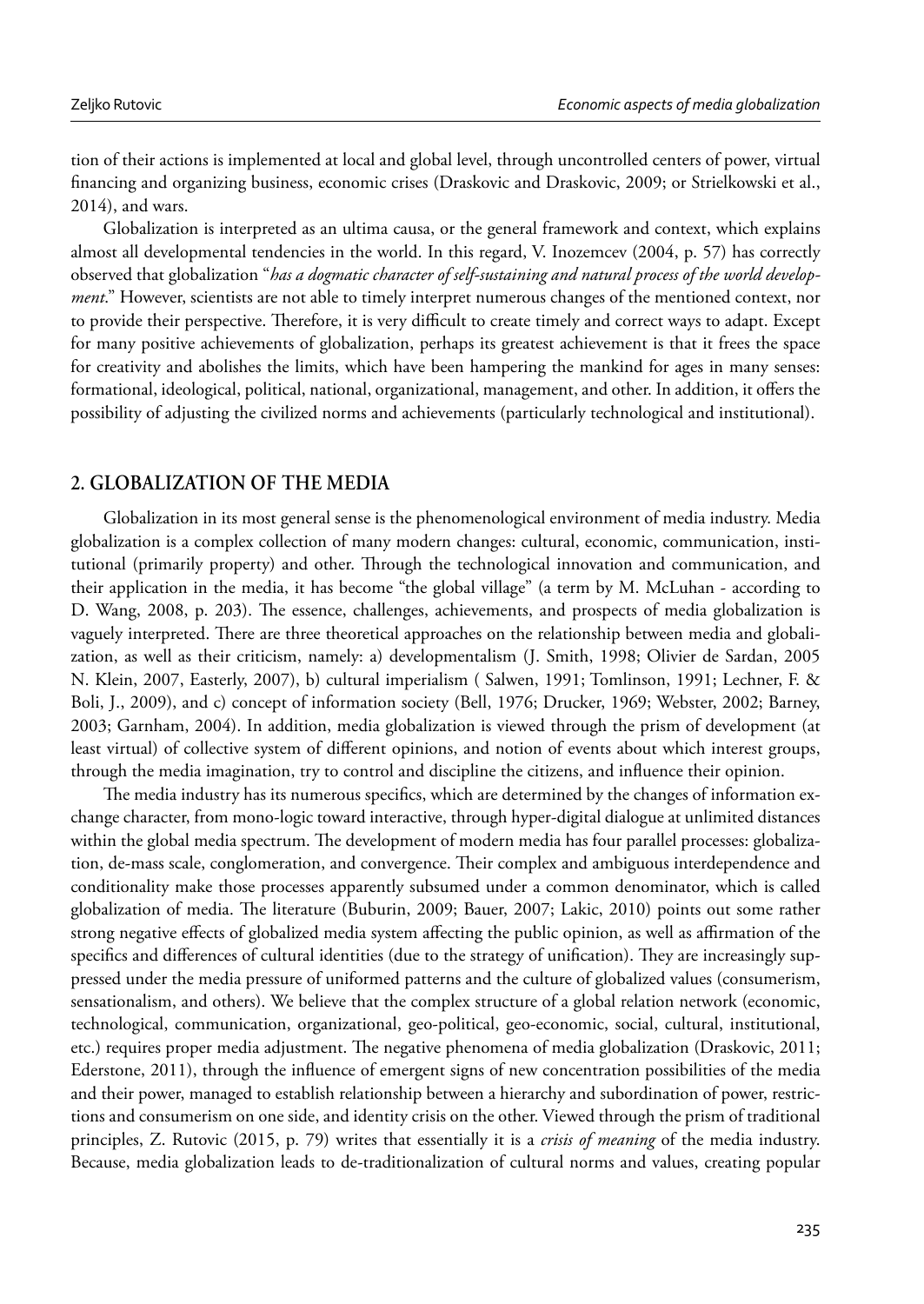tion of their actions is implemented at local and global level, through uncontrolled centers of power, virtual financing and organizing business, economic crises (Draskovic and Draskovic, 2009; or Strielkowski et al., 2014), and wars.

Globalization is interpreted as an ultima causa, or the general framework and context, which explains almost all developmental tendencies in the world. In this regard, V. Inozemcev (2004, p. 57) has correctly observed that globalization "*has a dogmatic character of self-sustaining and natural process of the world development*." However, scientists are not able to timely interpret numerous changes of the mentioned context, nor to provide their perspective. Therefore, it is very difficult to create timely and correct ways to adapt. Except for many positive achievements of globalization, perhaps its greatest achievement is that it frees the space for creativity and abolishes the limits, which have been hampering the mankind for ages in many senses: formational, ideological, political, national, organizational, management, and other. In addition, it offers the possibility of adjusting the civilized norms and achievements (particularly technological and institutional).

## 2. GLOBALIZATION OF THE MEDIA

Globalization in its most general sense is the phenomenological environment of media industry. Media globalization is a complex collection of many modern changes: cultural, economic, communication, institutional (primarily property) and other. Through the technological innovation and communication, and their application in the media, it has become "the global village" (a term by M. McLuhan - according to D. Wang, 2008, p. 203). The essence, challenges, achievements, and prospects of media globalization is vaguely interpreted. There are three theoretical approaches on the relationship between media and globalization, as well as their criticism, namely: a) developmentalism (J. Smith, 1998; Olivier de Sardan, 2005 N. Klein, 2007, Easterly, 2007), b) cultural imperialism ( Salwen, 1991; Tomlinson, 1991; Lechner, F. & Boli, J., 2009), and c) concept of information society (Bell, 1976; Drucker, 1969; Webster, 2002; Barney, 2003; Garnham, 2004). In addition, media globalization is viewed through the prism of development (at least virtual) of collective system of different opinions, and notion of events about which interest groups, through the media imagination, try to control and discipline the citizens, and influence their opinion.

The media industry has its numerous specifics, which are determined by the changes of information exchange character, from mono-logic toward interactive, through hyper-digital dialogue at unlimited distances within the global media spectrum. The development of modern media has four parallel processes: globalization, de-mass scale, conglomeration, and convergence. Their complex and ambiguous interdependence and conditionality make those processes apparently subsumed under a common denominator, which is called globalization of media. The literature (Buburin, 2009; Bauer, 2007; Lakic, 2010) points out some rather strong negative effects of globalized media system affecting the public opinion, as well as affirmation of the specifics and differences of cultural identities (due to the strategy of unification). They are increasingly suppressed under the media pressure of uniformed patterns and the culture of globalized values (consumerism, sensationalism, and others). We believe that the complex structure of a global relation network (economic, technological, communication, organizational, geo-political, geo-economic, social, cultural, institutional, etc.) requires proper media adjustment. The negative phenomena of media globalization (Draskovic, 2011; Ederstone, 2011), through the influence of emergent signs of new concentration possibilities of the media and their power, managed to establish relationship between a hierarchy and subordination of power, restrictions and consumerism on one side, and identity crisis on the other. Viewed through the prism of traditional principles, Z. Rutovic (2015, p. 79) writes that essentially it is a *crisis of meaning* of the media industry. Because, media globalization leads to de-traditionalization of cultural norms and values, creating popular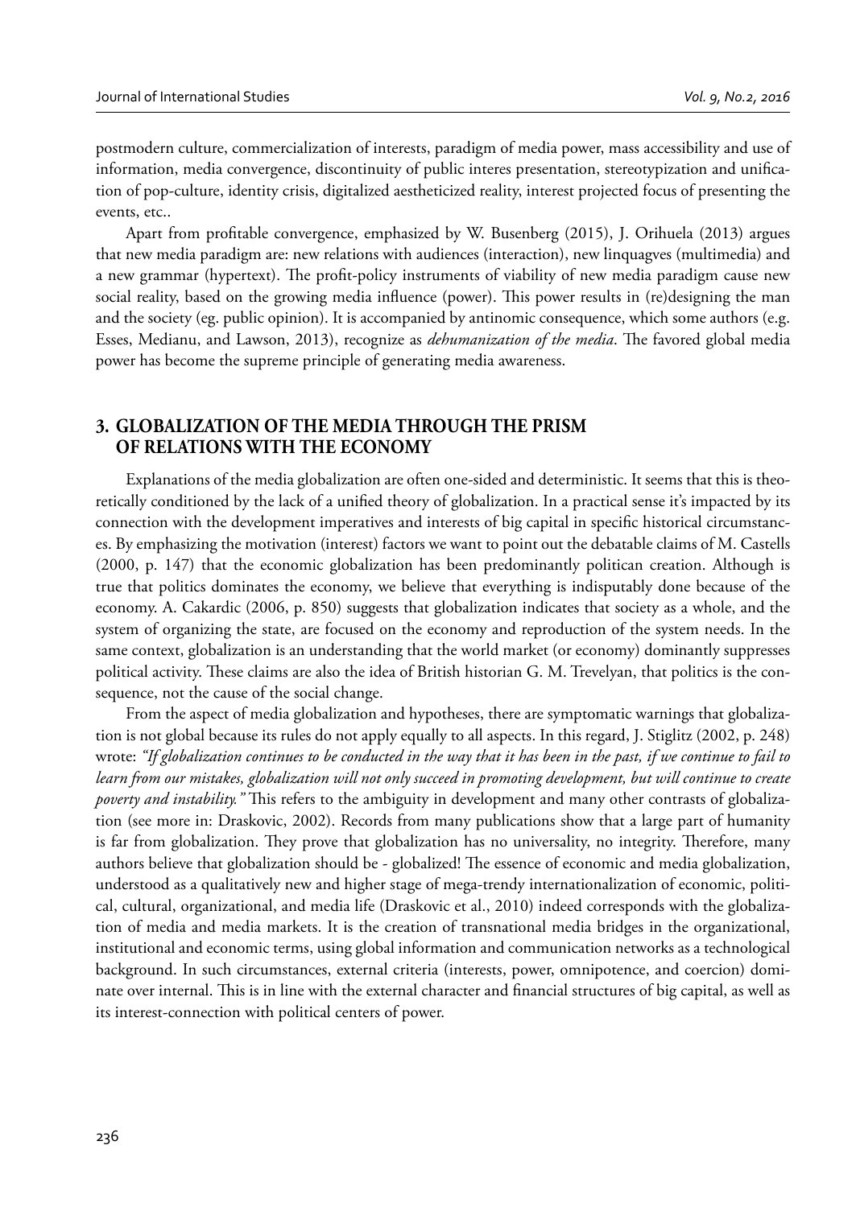postmodern culture, commercialization of interests, paradigm of media power, mass accessibility and use of information, media convergence, discontinuity of public interes presentation, stereotypization and unification of pop-culture, identity crisis, digitalized aestheticized reality, interest projected focus of presenting the events, etc..

Apart from profitable convergence, emphasized by W. Busenberg (2015), J. Orihuela (2013) argues that new media paradigm are: new relations with audiences (interaction), new linquagves (multimedia) and a new grammar (hypertext). The profit-policy instruments of viability of new media paradigm cause new social reality, based on the growing media influence (power). This power results in (re)designing the man and the society (eg. public opinion). It is accompanied by antinomic consequence, which some authors (e.g. Esses, Medianu, and Lawson, 2013), recognize as *dehumanization of the media*. The favored global media power has become the supreme principle of generating media awareness.

## 3. GLOBALIZATION OF THE MEDIA THROUGH THE PRISM OF RELATIONS WITH THE ECONOMY

Explanations of the media globalization are often one-sided and deterministic. It seems that this is theoretically conditioned by the lack of a unified theory of globalization. In a practical sense it's impacted by its connection with the development imperatives and interests of big capital in specific historical circumstances. By emphasizing the motivation (interest) factors we want to point out the debatable claims of M. Castells (2000, p. 147) that the economic globalization has been predominantly politican creation. Although is true that politics dominates the economy, we believe that everything is indisputably done because of the economy. A. Cakardic (2006, p. 850) suggests that globalization indicates that society as a whole, and the system of organizing the state, are focused on the economy and reproduction of the system needs. In the same context, globalization is an understanding that the world market (or economy) dominantly suppresses political activity. These claims are also the idea of British historian G. M. Trevelyan, that politics is the consequence, not the cause of the social change.

From the aspect of media globalization and hypotheses, there are symptomatic warnings that globalization is not global because its rules do not apply equally to all aspects. In this regard, J. Stiglitz (2002, p. 248) wrote: *"If globalization continues to be conducted in the way that it has been in the past, if we continue to fail to learn from our mistakes, globalization will not only succeed in promoting development, but will continue to create poverty and instability."* This refers to the ambiguity in development and many other contrasts of globalization (see more in: Draskovic, 2002). Records from many publications show that a large part of humanity is far from globalization. They prove that globalization has no universality, no integrity. Therefore, many authors believe that globalization should be - globalized! The essence of economic and media globalization, understood as a qualitatively new and higher stage of mega-trendy internationalization of economic, political, cultural, organizational, and media life (Draskovic et al., 2010) indeed corresponds with the globalization of media and media markets. It is the creation of transnational media bridges in the organizational, institutional and economic terms, using global information and communication networks as a technological background. In such circumstances, external criteria (interests, power, omnipotence, and coercion) dominate over internal. This is in line with the external character and financial structures of big capital, as well as its interest-connection with political centers of power.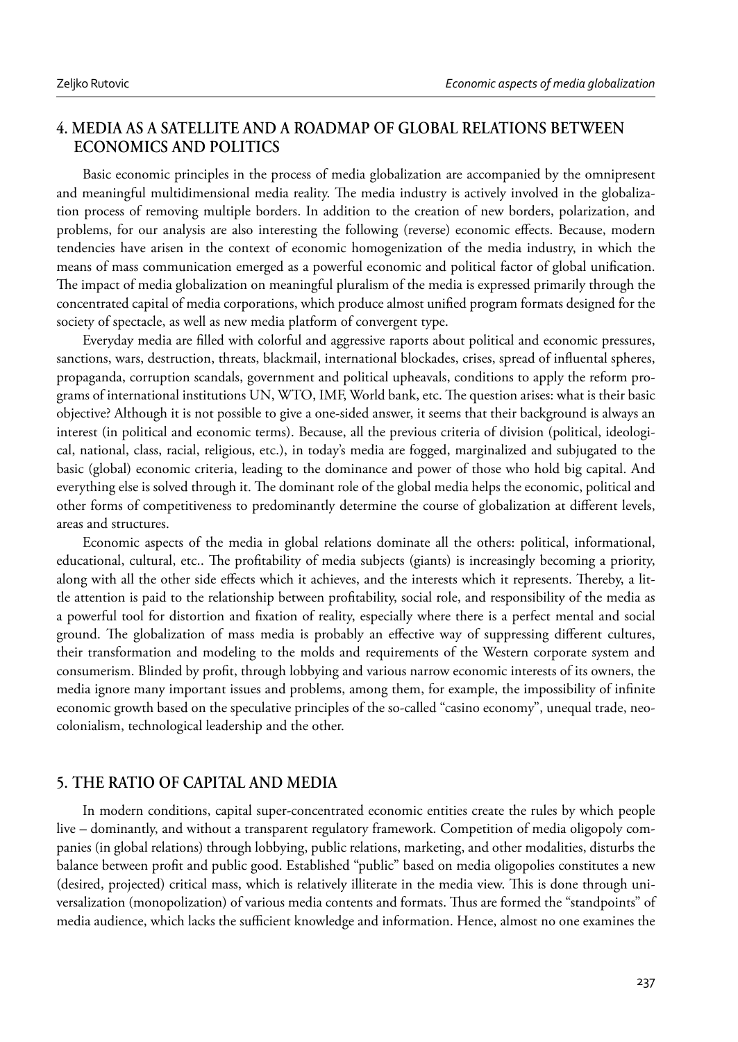## 4. MEDIA AS A SATELLITE AND A ROADMAP OF GLOBAL RELATIONS BETWEEN ECONOMICS AND POLITICS

Basic economic principles in the process of media globalization are accompanied by the omnipresent and meaningful multidimensional media reality. The media industry is actively involved in the globalization process of removing multiple borders. In addition to the creation of new borders, polarization, and problems, for our analysis are also interesting the following (reverse) economic effects. Because, modern tendencies have arisen in the context of economic homogenization of the media industry, in which the means of mass communication emerged as a powerful economic and political factor of global unification. The impact of media globalization on meaningful pluralism of the media is expressed primarily through the concentrated capital of media corporations, which produce almost unified program formats designed for the society of spectacle, as well as new media platform of convergent type.

Everyday media are filled with colorful and aggressive raports about political and economic pressures, sanctions, wars, destruction, threats, blackmail, international blockades, crises, spread of influental spheres, propaganda, corruption scandals, government and political upheavals, conditions to apply the reform programs of international institutions UN, WTO, IMF, World bank, etc. The question arises: what is their basic objective? Although it is not possible to give a one-sided answer, it seems that their background is always an interest (in political and economic terms). Because, all the previous criteria of division (political, ideological, national, class, racial, religious, etc.), in today's media are fogged, marginalized and subjugated to the basic (global) economic criteria, leading to the dominance and power of those who hold big capital. And everything else is solved through it. The dominant role of the global media helps the economic, political and other forms of competitiveness to predominantly determine the course of globalization at different levels, areas and structures.

Economic aspects of the media in global relations dominate all the others: political, informational, educational, cultural, etc.. The profitability of media subjects (giants) is increasingly becoming a priority, along with all the other side effects which it achieves, and the interests which it represents. Thereby, a little attention is paid to the relationship between profitability, social role, and responsibility of the media as a powerful tool for distortion and fixation of reality, especially where there is a perfect mental and social ground. The globalization of mass media is probably an effective way of suppressing different cultures, their transformation and modeling to the molds and requirements of the Western corporate system and consumerism. Blinded by profit, through lobbying and various narrow economic interests of its owners, the media ignore many important issues and problems, among them, for example, the impossibility of infinite economic growth based on the speculative principles of the so-called "casino economy", unequal trade, neocolonialism, technological leadership and the other.

## 5. THE RATIO OF CAPITAL AND MEDIA

In modern conditions, capital super-concentrated economic entities create the rules by which people live – dominantly, and without a transparent regulatory framework. Competition of media oligopoly companies (in global relations) through lobbying, public relations, marketing, and other modalities, disturbs the balance between profit and public good. Established "public" based on media oligopolies constitutes a new (desired, projected) critical mass, which is relatively illiterate in the media view. This is done through universalization (monopolization) of various media contents and formats. Thus are formed the "standpoints" of media audience, which lacks the sufficient knowledge and information. Hence, almost no one examines the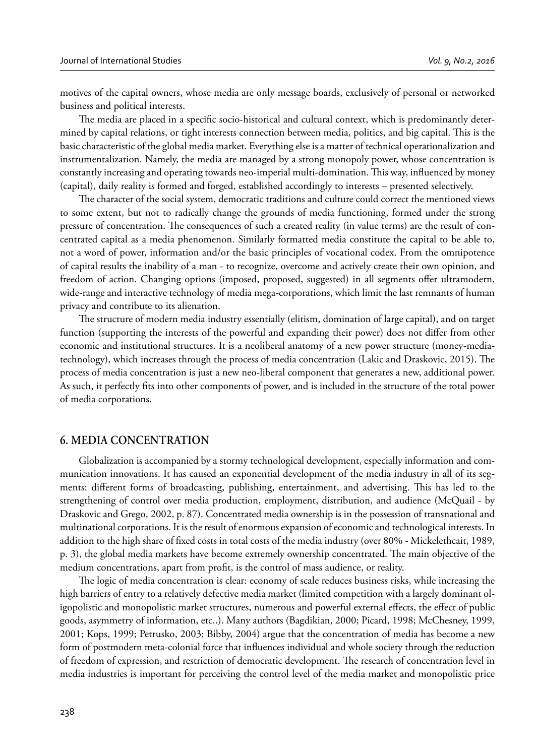motives of the capital owners, whose media are only message boards, exclusively of personal or networked business and political interests.

The media are placed in a specific socio-historical and cultural context, which is predominantly determined by capital relations, or tight interests connection between media, politics, and big capital. This is the basic characteristic of the global media market. Everything else is a matter of technical operationalization and instrumentalization. Namely, the media are managed by a strong monopoly power, whose concentration is constantly increasing and operating towards neo-imperial multi-domination. This way, influenced by money (capital), daily reality is formed and forged, established accordingly to interests – presented selectively.

The character of the social system, democratic traditions and culture could correct the mentioned views to some extent, but not to radically change the grounds of media functioning, formed under the strong pressure of concentration. The consequences of such a created reality (in value terms) are the result of concentrated capital as a media phenomenon. Similarly formatted media constitute the capital to be able to, not a word of power, information and/or the basic principles of vocational codex. From the omnipotence of capital results the inability of a man - to recognize, overcome and actively create their own opinion, and freedom of action. Changing options (imposed, proposed, suggested) in all segments offer ultramodern, wide-range and interactive technology of media mega-corporations, which limit the last remnants of human privacy and contribute to its alienation.

The structure of modern media industry essentially (elitism, domination of large capital), and on target function (supporting the interests of the powerful and expanding their power) does not differ from other economic and institutional structures. It is a neoliberal anatomy of a new power structure (money-media-technology), which increases through the process of media concentration (Lakic and Draskovic, 2015). The process of media concentration is just a new neo-liberal component that generates a new, additional power. As such, it perfectly fits into other components of power, and is included in the structure of the total power of media corporations.

## 6. MEDIA CONCENTRATION

Globalization is accompanied by a stormy technological development, especially information and communication innovations. It has caused an exponential development of the media industry in all of its segments: different forms of broadcasting, publishing, entertainment, and advertising. This has led to the strengthening of control over media production, employment, distribution, and audience (McQuail - by Draskovic and Grego, 2002, p. 87). Concentrated media ownership is in the possession of transnational and multinational corporations. It is the result of enormous expansion of economic and technological interests. In addition to the high share of fixed costs in total costs of the media industry (over 80% - Mickelethcait, 1989, p. 3), the global media markets have become extremely ownership concentrated. The main objective of the medium concentrations, apart from profit, is the control of mass audience, or reality.

The logic of media concentration is clear: economy of scale reduces business risks, while increasing the high barriers of entry to a relatively defective media market (limited competition with a largely dominant oligopolistic and monopolistic market structures, numerous and powerful external effects, the effect of public goods, asymmetry of information, etc..). Many authors (Bagdikian, 2000; Picard, 1998; McChesney, 1999, 2001; Kops, 1999; Petrusko, 2003; Bibby, 2004) argue that the concentration of media has become a new form of postmodern meta-colonial force that influences individual and whole society through the reduction of freedom of expression, and restriction of democratic development. The research of concentration level in media industries is important for perceiving the control level of the media market and monopolistic price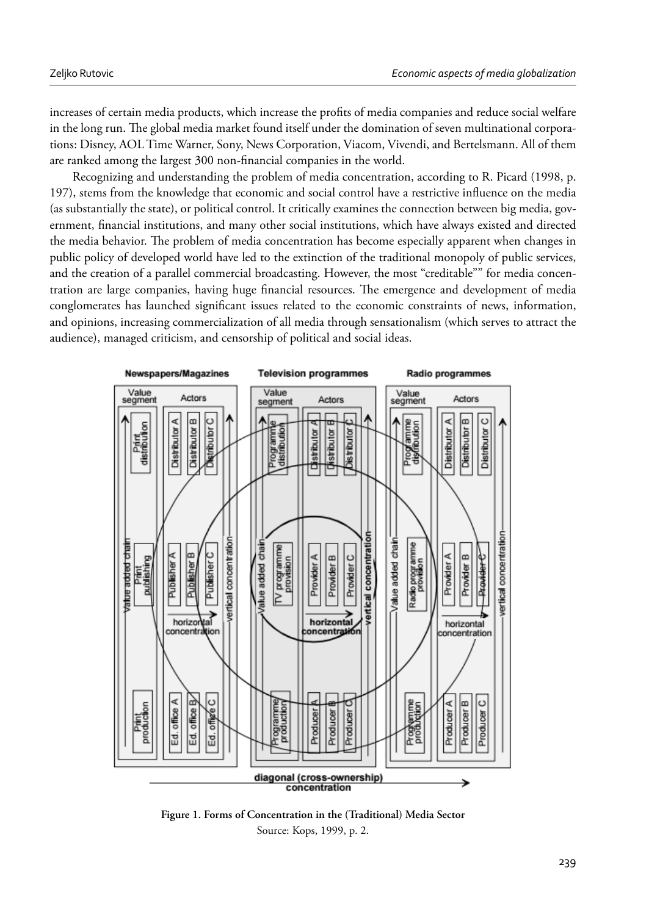increases of certain media products, which increase the profits of media companies and reduce social welfare in the long run. The global media market found itself under the domination of seven multinational corporations: Disney, AOL Time Warner, Sony, News Corporation, Viacom, Vivendi, and Bertelsmann. All of them are ranked among the largest 300 non-financial companies in the world.

Recognizing and understanding the problem of media concentration, according to R. Picard (1998, p. 197), stems from the knowledge that economic and social control have a restrictive influence on the media (as substantially the state), or political control. It critically examines the connection between big media, government, financial institutions, and many other social institutions, which have always existed and directed the media behavior. The problem of media concentration has become especially apparent when changes in public policy of developed world have led to the extinction of the traditional monopoly of public services, and the creation of a parallel commercial broadcasting. However, the most "creditable"" for media concentration are large companies, having huge financial resources. The emergence and development of media conglomerates has launched significant issues related to the economic constraints of news, information, and opinions, increasing commercialization of all media through sensationalism (which serves to attract the audience), managed criticism, and censorship of political and social ideas.

**Figure 1. Forms of Concentration in the (Traditional) Media Sector**

Source: Kops, 1999, p. 2.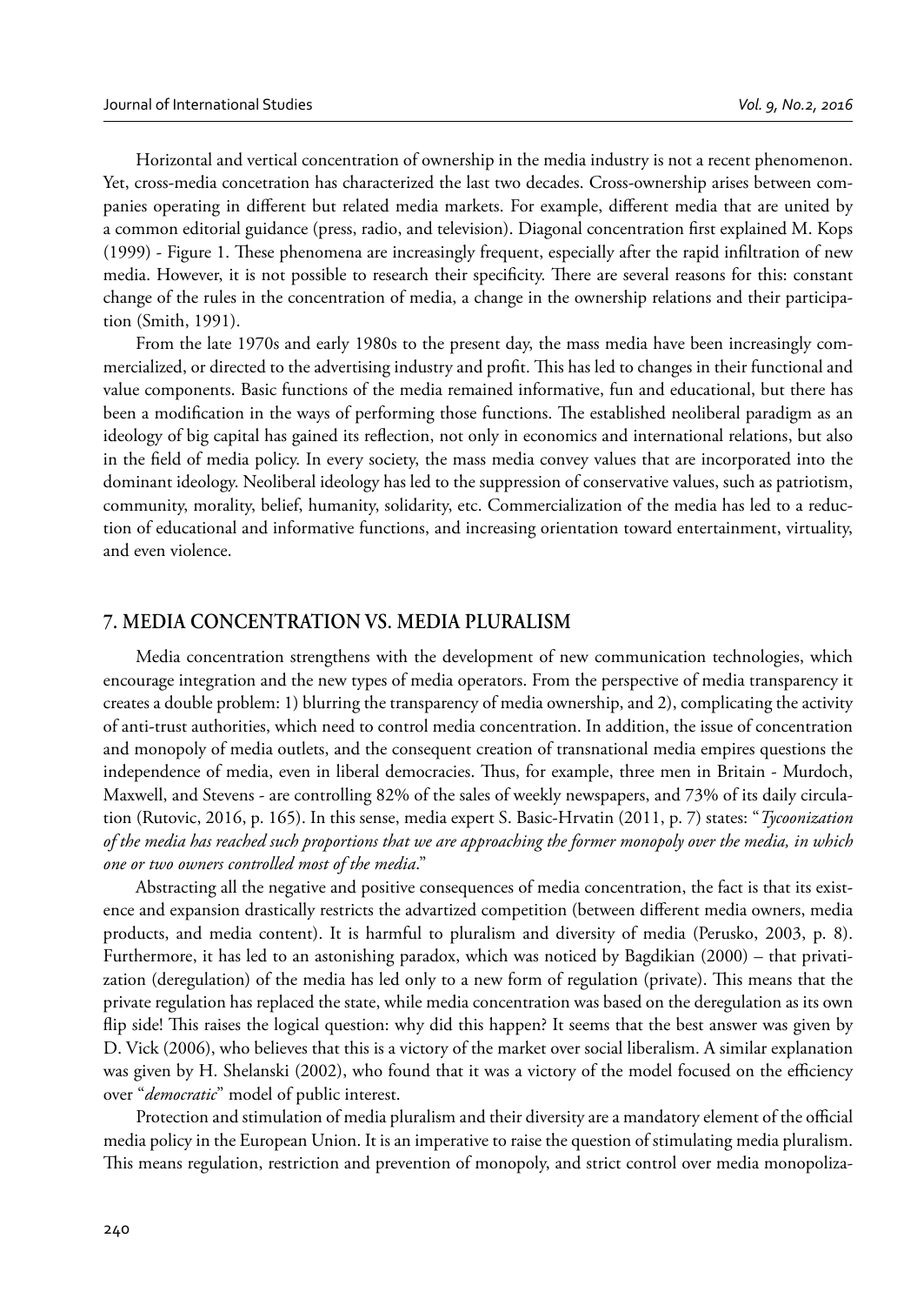Horizontal and vertical concentration of ownership in the media industry is not a recent phenomenon. Yet, cross-media concetration has characterized the last two decades. Cross-ownership arises between companies operating in different but related media markets. For example, different media that are united by a common editorial guidance (press, radio, and television). Diagonal concentration first explained M. Kops (1999) - Figure 1. These phenomena are increasingly frequent, especially after the rapid infiltration of new media. However, it is not possible to research their specificity. There are several reasons for this: constant change of the rules in the concentration of media, a change in the ownership relations and their participation (Smith, 1991).

From the late 1970s and early 1980s to the present day, the mass media have been increasingly commercialized, or directed to the advertising industry and profit. This has led to changes in their functional and value components. Basic functions of the media remained informative, fun and educational, but there has been a modification in the ways of performing those functions. The established neoliberal paradigm as an ideology of big capital has gained its reflection, not only in economics and international relations, but also in the field of media policy. In every society, the mass media convey values that are incorporated into the dominant ideology. Neoliberal ideology has led to the suppression of conservative values, such as patriotism, community, morality, belief, humanity, solidarity, etc. Commercialization of the media has led to a reduction of educational and informative functions, and increasing orientation toward entertainment, virtuality, and even violence.

## 7. MEDIA CONCENTRATION VS. MEDIA PLURALISM

Media concentration strengthens with the development of new communication technologies, which encourage integration and the new types of media operators. From the perspective of media transparency it creates a double problem: 1) blurring the transparency of media ownership, and 2), complicating the activity of anti-trust authorities, which need to control media concentration. In addition, the issue of concentration and monopoly of media outlets, and the consequent creation of transnational media empires questions the independence of media, even in liberal democracies. Thus, for example, three men in Britain - Murdoch, Maxwell, and Stevens - are controlling 82% of the sales of weekly newspapers, and 73% of its daily circulation (Rutovic, 2016, p. 165). In this sense, media expert S. Basic-Hrvatin (2011, p. 7) states: "*Tycoonization of the media has reached such proportions that we are approaching the former monopoly over the media, in which one or two owners controlled most of the media*."

Abstracting all the negative and positive consequences of media concentration, the fact is that its existence and expansion drastically restricts the advartized competition (between different media owners, media products, and media content). It is harmful to pluralism and diversity of media (Perusko, 2003, p. 8). Furthermore, it has led to an astonishing paradox, which was noticed by Bagdikian (2000) – that privatization (deregulation) of the media has led only to a new form of regulation (private). This means that the private regulation has replaced the state, while media concentration was based on the deregulation as its own flip side! This raises the logical question: why did this happen? It seems that the best answer was given by D. Vick (2006), who believes that this is a victory of the market over social liberalism. A similar explanation was given by H. Shelanski (2002), who found that it was a victory of the model focused on the efficiency over "*democratic*" model of public interest.

Protection and stimulation of media pluralism and their diversity are a mandatory element of the official media policy in the European Union. It is an imperative to raise the question of stimulating media pluralism. This means regulation, restriction and prevention of monopoly, and strict control over media monopoliza-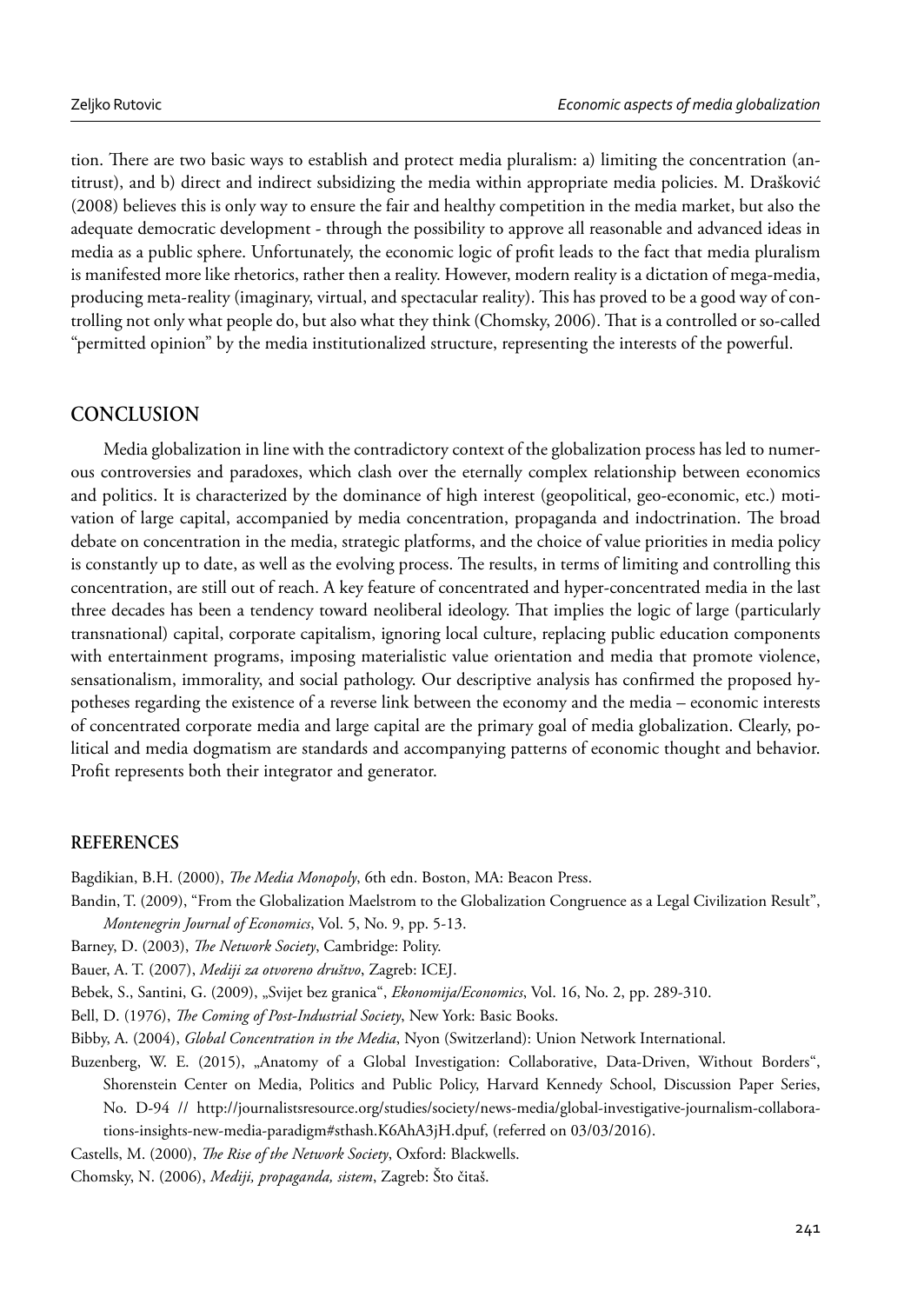tion. There are two basic ways to establish and protect media pluralism: a) limiting the concentration (antitrust), and b) direct and indirect subsidizing the media within appropriate media policies. M. Drašković (2008) believes this is only way to ensure the fair and healthy competition in the media market, but also the adequate democratic development - through the possibility to approve all reasonable and advanced ideas in media as a public sphere. Unfortunately, the economic logic of profit leads to the fact that media pluralism is manifested more like rhetorics, rather then a reality. However, modern reality is a dictation of mega-media, producing meta-reality (imaginary, virtual, and spectacular reality). This has proved to be a good way of controlling not only what people do, but also what they think (Chomsky, 2006). That is a controlled or so-called "permitted opinion" by the media institutionalized structure, representing the interests of the powerful.

## CONCLUSION

Media globalization in line with the contradictory context of the globalization process has led to numerous controversies and paradoxes, which clash over the eternally complex relationship between economics and politics. It is characterized by the dominance of high interest (geopolitical, geo-economic, etc.) motivation of large capital, accompanied by media concentration, propaganda and indoctrination. The broad debate on concentration in the media, strategic platforms, and the choice of value priorities in media policy is constantly up to date, as well as the evolving process. The results, in terms of limiting and controlling this concentration, are still out of reach. A key feature of concentrated and hyper-concentrated media in the last three decades has been a tendency toward neoliberal ideology. That implies the logic of large (particularly transnational) capital, corporate capitalism, ignoring local culture, replacing public education components with entertainment programs, imposing materialistic value orientation and media that promote violence, sensationalism, immorality, and social pathology. Our descriptive analysis has confirmed the proposed hypotheses regarding the existence of a reverse link between the economy and the media – economic interests of concentrated corporate media and large capital are the primary goal of media globalization. Clearly, political and media dogmatism are standards and accompanying patterns of economic thought and behavior. Profit represents both their integrator and generator.

## REFERENCES

Bagdikian, B.H. (2000), *The Media Monopoly*, 6th edn. Boston, MA: Beacon Press.

Bandin, T. (2009), "From the Globalization Maelstrom to the Globalization Congruence as a Legal Civilization Result", *Montenegrin Journal of Economics*, Vol. 5, No. 9, pp. 5-13.

Barney, D. (2003), *The Network Society*, Cambridge: Polity.

Bauer, A. T. (2007), *Mediji za otvoreno društvo*, Zagreb: ICEJ.

Bebek, S., Santini, G. (2009), „Svijet bez granica", *Ekonomija/Economics*, Vol. 16, No. 2, pp. 289-310.

Bell, D. (1976), *The Coming of Post-Industrial Society*, New York: Basic Books.

Bibby, A. (2004), *Global Concentration in the Media*, Nyon (Switzerland): Union Network International.

Buzenberg, W. E. (2015), „Anatomy of a Global Investigation: Collaborative, Data-Driven, Without Borders", Shorenstein Center on Media, Politics and Public Policy, Harvard Kennedy School, Discussion Paper Series, No. D-94 // http://journalistsresource.org/studies/society/news-media/global-investigative-journalism-collaborations-insights-new-media-paradigm#sthash.K6AhA3jH.dpuf, (referred on 03/03/2016).

Castells, M. (2000), *The Rise of the Network Society*, Oxford: Blackwells.

Chomsky, N. (2006), *Mediji, propaganda, sistem*, Zagreb: Što čitaš.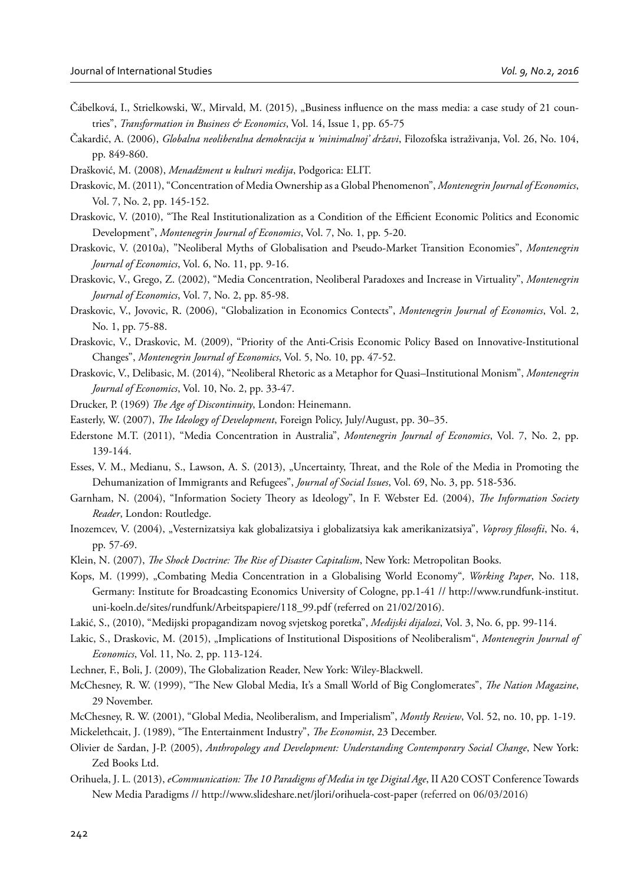Čábelková, I., Strielkowski, W., Mirvald, M. (2015), „Business influence on the mass media: a case study of 21 countries", *Transformation in Business & Economics*, Vol. 14, Issue 1, pp. 65-75

Čakardić, A. (2006), *Globalna neoliberalna demokracija u 'minimalnoj' državi*, Filozofska istraživanja, Vol. 26, No. 104, pp. 849-860.

Drašković, M. (2008), *Menadžment u kulturi medija*, Podgorica: ELIT.

Draskovic, M. (2011), "Concentration of Media Ownership as a Global Phenomenon", *Montenegrin Journal of Economics*, Vol. 7, No. 2, pp. 145-152.

Draskovic, V. (2010), "The Real Institutionalization as a Condition of the Efficient Economic Politics and Economic Development", *Montenegrin Journal of Economics*, Vol. 7, No. 1, pp. 5-20.

Draskovic, V. (2010a), "Neoliberal Myths of Globalisation and Pseudo-Market Transition Economies", *Montenegrin Journal of Economics*, Vol. 6, No. 11, pp. 9-16.

Draskovic, V., Grego, Z. (2002), "Media Concentration, Neoliberal Paradoxes and Increase in Virtuality", *Montenegrin Journal of Economics*, Vol. 7, No. 2, pp. 85-98.

Draskovic, V., Jovovic, R. (2006), "Globalization in Economics Contects", *Montenegrin Journal of Economics*, Vol. 2, No. 1, pp. 75-88.

Draskovic, V., Draskovic, M. (2009), "Priority of the Anti-Crisis Economic Policy Based on Innovative-Institutional Changes", *Montenegrin Journal of Economics*, Vol. 5, No. 10, pp. 47-52.

Draskovic, V., Delibasic, M. (2014), "Neoliberal Rhetoric as a Metaphor for Quasi–Institutional Monism", *Montenegrin Journal of Economics*, Vol. 10, No. 2, pp. 33-47.

Drucker, P. (1969) *The Age of Discontinuity*, London: Heinemann.

Easterly, W. (2007), *The Ideology of Development*, Foreign Policy, July/August, pp. 30–35.

Ederstone M.T. (2011), "Media Concentration in Australia", *Montenegrin Journal of Economics*, Vol. 7, No. 2, pp. 139-144.

Esses, V. M., Medianu, S., Lawson, A. S. (2013), „Uncertainty, Threat, and the Role of the Media in Promoting the Dehumanization of Immigrants and Refugees", *Journal of Social Issues*, Vol. 69, No. 3, pp. 518-536.

Garnham, N. (2004), "Information Society Theory as Ideology", In F. Webster Ed. (2004), *The Information Society Reader*, London: Routledge.

Inozemcev, V. (2004), „Vesternizatsiya kak globalizatsiya i globalizatsiya kak amerikanizatsiya", *Voprosy filosofii*, No. 4, pp. 57-69.

Klein, N. (2007), *The Shock Doctrine: The Rise of Disaster Capitalism*, New York: Metropolitan Books.

Kops, M. (1999), „Combating Media Concentration in a Globalising World Economy", *Working Paper*, No. 118, Germany: Institute for Broadcasting Economics University of Cologne, pp.1-41 // http://www.rundfunk-institut.uni-koeln.de/sites/rundfunk/Arbeitspapiere/118_99.pdf (referred on 21/02/2016).

Lakić, S., (2010), "Medijski propagandizam novog svjetskog poretka", *Medijski dijalozi*, Vol. 3, No. 6, pp. 99-114.

Lakic, S., Draskovic, M. (2015), „Implications of Institutional Dispositions of Neoliberalism", *Montenegrin Journal of Economics*, Vol. 11, No. 2, pp. 113-124.

Lechner, F., Boli, J. (2009), The Globalization Reader, New York: Wiley-Blackwell.

McChesney, R. W. (1999), "The New Global Media, It's a Small World of Big Conglomerates", *The Nation Magazine*, 29 November.

McChesney, R. W. (2001), "Global Media, Neoliberalism, and Imperialism", *Montly Review*, Vol. 52, no. 10, pp. 1-19.

Mickelethcait, J. (1989), "The Entertainment Industry", *The Economist*, 23 December.

Olivier de Sardan, J-P. (2005), *Anthropology and Development: Understanding Contemporary Social Change*, New York: Zed Books Ltd.

Orihuela, J. L. (2013), *eCommunication: The 10 Paradigms of Media in tge Digital Age*, II A20 COST Conference Towards New Media Paradigms // http://www.slideshare.net/jlori/orihuela-cost-paper (referred on 06/03/2016)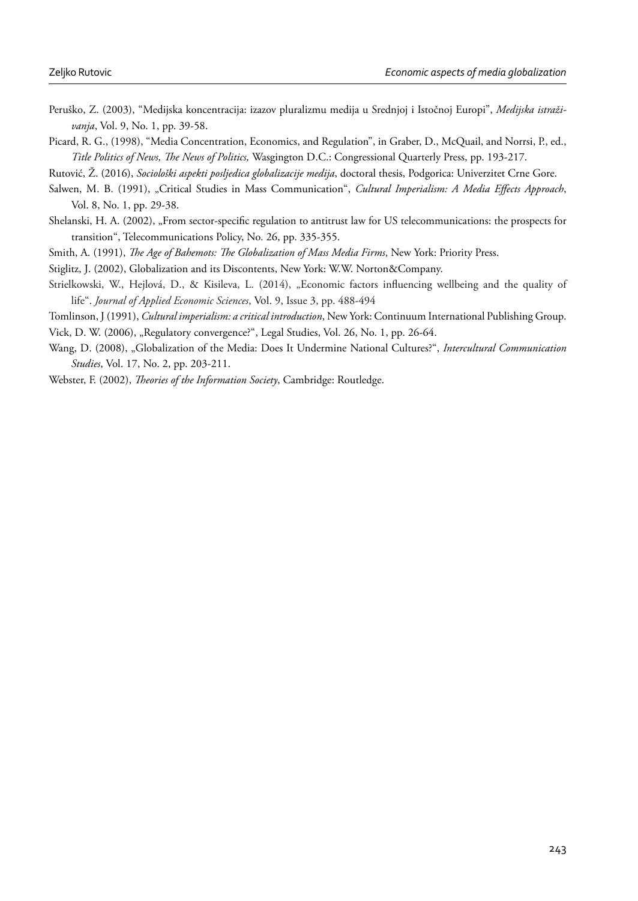Peruško, Z. (2003), "Medijska koncentracija: izazov pluralizmu medija u Srednjoj i Istočnoj Europi", *Medijska istraživanja*, Vol. 9, No. 1, pp. 39-58.

Picard, R. G., (1998), "Media Concentration, Economics, and Regulation", in Graber, D., McQuail, and Norrsi, P., ed., *Title Politics of News, The News of Politics,* Wasgington D.C.: Congressional Quarterly Press, pp. 193-217.

Rutović, Ž. (2016), *Sociološki aspekti posljedica globalizacije medija*, doctoral thesis, Podgorica: Univerzitet Crne Gore.

Salwen, M. B. (1991), „Critical Studies in Mass Communication", *Cultural Imperialism: A Media Effects Approach*, Vol. 8, No. 1, pp. 29-38.

Shelanski, H. A. (2002), „From sector-specific regulation to antitrust law for US telecommunications: the prospects for transition", Telecommunications Policy, No. 26, pp. 335-355.

Smith, A. (1991), *The Age of Bahemots: The Globalization of Mass Media Firms*, New York: Priority Press.

Stiglitz, J. (2002), Globalization and its Discontents, New York: W.W. Norton&Company.

Strielkowski, W., Hejlová, D., & Kisileva, L. (2014), „Economic factors influencing wellbeing and the quality of life". *Journal of Applied Economic Sciences*, Vol. 9, Issue 3, pp. 488-494

Tomlinson, J (1991), *Cultural imperialism: a critical introduction*, New York: Continuum International Publishing Group.

Vick, D. W. (2006), „Regulatory convergence?", Legal Studies, Vol. 26, No. 1, pp. 26-64.

Wang, D. (2008), „Globalization of the Media: Does It Undermine National Cultures?", *Intercultural Communication Studies*, Vol. 17, No. 2, pp. 203-211.

Webster, F. (2002), *Theories of the Information Society*, Cambridge: Routledge.